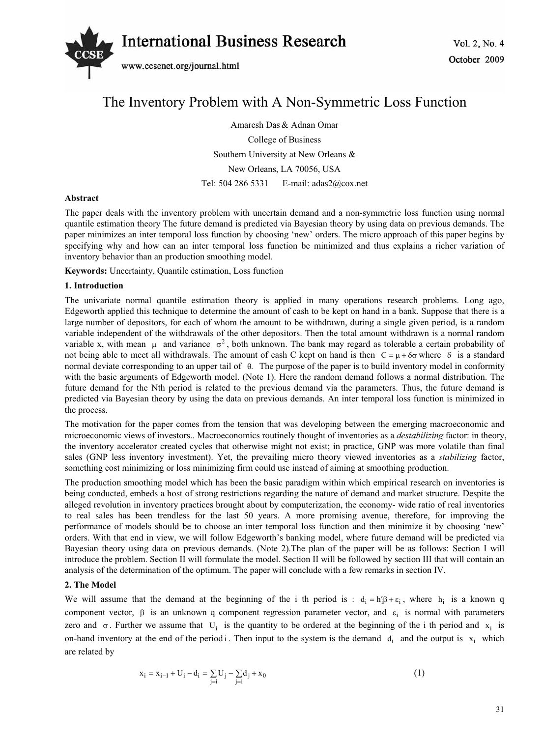# The Inventory Problem with A Non-Symmetric Loss Function

Amaresh Das & Adnan Omar

College of Business

Southern University at New Orleans &

New Orleans, LA 70056, USA

Tel: 504 286 5331 E-mail: adas2@cox.net

**Abstract**

The paper deals with the inventory problem with uncertain demand and a non-symmetric loss function using normal quantile estimation theory The future demand is predicted via Bayesian theory by using data on previous demands. The paper minimizes an inter temporal loss function by choosing 'new' orders. The micro approach of this paper begins by specifying why and how can an inter temporal loss function be minimized and thus explains a richer variation of inventory behavior than an production smoothing model.

**Keywords:** Uncertainty, Quantile estimation, Loss function

## 1. Introduction

The univariate normal quantile estimation theory is applied in many operations research problems. Long ago, Edgeworth applied this technique to determine the amount of cash to be kept on hand in a bank. Suppose that there is a large number of depositors, for each of whom the amount to be withdrawn, during a single given period, is a random variable independent of the withdrawals of the other depositors. Then the total amount withdrawn is a normal random variable x, with mean $\mu$ and variance $\sigma^2$, both unknown. The bank may regard as tolerable a certain probability of not being able to meet all withdrawals. The amount of cash C kept on hand is then $C = \mu + \delta\sigma$ where $\delta$ is a standard normal deviate corresponding to an upper tail of $\theta$. The purpose of the paper is to build inventory model in conformity with the basic arguments of Edgeworth model. (Note 1). Here the random demand follows a normal distribution. The future demand for the Nth period is related to the previous demand via the parameters. Thus, the future demand is predicted via Bayesian theory by using the data on previous demands. An inter temporal loss function is minimized in the process.

The motivation for the paper comes from the tension that was developing between the emerging macroeconomic and microeconomic views of investors.. Macroeconomics routinely thought of inventories as a *destabilizing* factor: in theory, the inventory accelerator created cycles that otherwise might not exist; in practice, GNP was more volatile than final sales (GNP less inventory investment). Yet, the prevailing micro theory viewed inventories as a *stabilizing* factor, something cost minimizing or loss minimizing firm could use instead of aiming at smoothing production.

The production smoothing model which has been the basic paradigm within which empirical research on inventories is being conducted, embeds a host of strong restrictions regarding the nature of demand and market structure. Despite the alleged revolution in inventory practices brought about by computerization, the economy- wide ratio of real inventories to real sales has been trendless for the last 50 years. A more promising avenue, therefore, for improving the performance of models should be to choose an inter temporal loss function and then minimize it by choosing 'new' orders. With that end in view, we will follow Edgeworth's banking model, where future demand will be predicted via Bayesian theory using data on previous demands. (Note 2).The plan of the paper will be as follows: Section I will introduce the problem. Section II will formulate the model. Section II will be followed by section III that will contain an analysis of the determination of the optimum. The paper will conclude with a few remarks in section IV.

## 2. The Model

We will assume that the demand at the beginning of the i th period is : $d_i = h_i'\beta + \varepsilon_i$, where $h_i$ is a known q component vector, $\beta$ is an unknown q component regression parameter vector, and $\varepsilon_i$ is normal with parameters zero and $\sigma$. Further we assume that $U_i$ is the quantity to be ordered at the beginning of the i th period and $x_i$ is on-hand inventory at the end of the period $i$. Then input to the system is the demand $d_i$ and the output is $x_i$ which are related by

$$x_i = x_{i-1} + U_i - d_i = \sum_{j=i} U_j - \sum_{j=i} d_j + x_0 \tag{1}$$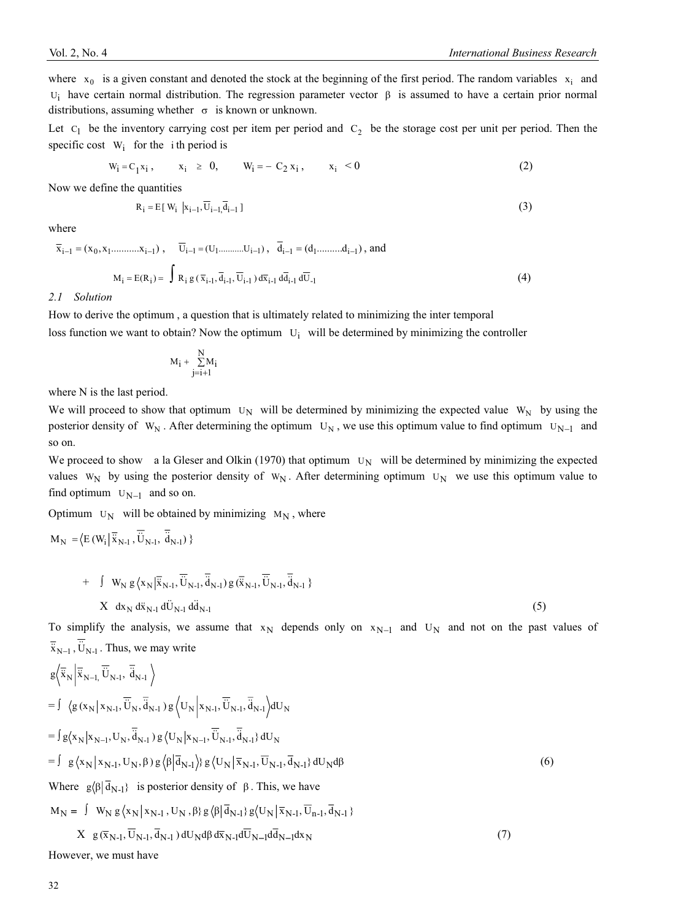where $x_0$ is a given constant and denoted the stock at the beginning of the first period. The random variables $x_i$ and $U_i$ have certain normal distribution. The regression parameter vector $\beta$ is assumed to have a certain prior normal distributions, assuming whether $\sigma$ is known or unknown.

Let $C_1$ be the inventory carrying cost per item per period and $C_2$ be the storage cost per unit per period. Then the specific cost $W_i$ for the $i$ th period is

$$W_i = C_1 x_i, \qquad x_i \geq 0, \qquad W_i = -C_2 x_i, \qquad x_i < 0 \tag{2}$$

Now we define the quantities

$$R_i = E[W_i \mid x_{i-1}, \overline{U}_{i-1}, \overline{d}_{i-1}] \tag{3}$$

where

$\overline{x}_{i-1} = (x_0, x_1 \ldots\ldots\ldots x_{i-1})$, $\overline{U}_{i-1} = (U_1 \ldots\ldots\ldots U_{i-1})$, $\overline{d}_{i-1} = (d_1 \ldots\ldots\ldots d_{i-1})$, and

$$M_i = E(R_i) = \int R_i \, g(\overline{x}_{i-1}, \overline{d}_{i-1}, \overline{U}_{i-1}) \, d\overline{x}_{i-1} \, d\overline{d}_{i-1} \, d\overline{U}_{-1} \tag{4}$$

*2.1 Solution*

How to derive the optimum , a question that is ultimately related to minimizing the inter temporal loss function we want to obtain? Now the optimum $U_i$ will be determined by minimizing the controller

$$M_i + \sum_{j=i+1}^{N} M_i$$

where N is the last period.

We will proceed to show that optimum $U_N$ will be determined by minimizing the expected value $W_N$ by using the posterior density of $W_N$. After determining the optimum $U_N$, we use this optimum value to find optimum $U_{N-1}$ and so on.

We proceed to show a la Gleser and Olkin (1970) that optimum $U_N$ will be determined by minimizing the expected values $W_N$ by using the posterior density of $W_N$. After determining optimum $U_N$ we use this optimum value to find optimum $U_{N-1}$ and so on.

Optimum $U_N$ will be obtained by minimizing $M_N$, where

$$M_N = \langle E(W_i \mid \ddot{x}_{N-1}, \ddot{U}_{N-1}, \ddot{d}_{N-1}) \}$$

$$+ \int W_N \, g\langle x_N \mid \ddot{x}_{N-1}, \ddot{U}_{N-1}, \ddot{d}_{N-1}) \, g(\ddot{x}_{N-1}, \ddot{U}_{N-1}, \ddot{d}_{N-1}\}$$
$$\times \; dx_N \, d\ddot{x}_{N-1} \, d\ddot{U}_{N-1} \, d\ddot{d}_{N-1} \tag{5}$$

To simplify the analysis, we assume that $x_N$ depends only on $x_{N-1}$ and $U_N$ and not on the past values of $\ddot{x}_{N-1}, \ddot{U}_{N-1}$. Thus, we may write

$$g\langle \ddot{x}_N \mid \ddot{x}_{N-1}, \ddot{U}_{N-1}, \ddot{d}_{N-1} \rangle$$

$$= \int \langle g(x_N \mid x_{N-1}, \ddot{U}_N, \ddot{d}_{N-1}) \, g\langle U_N \mid x_{N-1}, \ddot{U}_{N-1}, \ddot{d}_{N-1} \rangle dU_N$$

$$= \int g\langle x_N \mid x_{N-1}, U_N, \ddot{d}_{N-1}) \, g\langle U_N \mid x_{N-1}, \ddot{U}_{N-1}, \ddot{d}_{N-1}\} \, dU_N$$

$$= \int g\langle x_N \mid x_{N-1}, U_N, \beta) \, g\langle \beta \mid \overline{d}_{N-1} \rangle\} \, g\langle U_N \mid \overline{x}_{N-1}, \overline{U}_{N-1}, \overline{d}_{N-1}\} \, dU_N d\beta \tag{6}$$

Where $g\langle \beta \mid \overline{d}_{N-1}\}$ is posterior density of $\beta$. This, we have

$$M_N = \int W_N \, g\langle x_N \mid x_{N-1}, U_N, \beta\} \, g\langle \beta \mid \overline{d}_{N-1}\} \, g\langle U_N \mid \overline{x}_{N-1}, \overline{U}_{n-1}, \overline{d}_{N-1}\}$$
$$\times \; g(\overline{x}_{N-1}, \overline{U}_{N-1}, \overline{d}_{N-1}) \, dU_N d\beta \, d\overline{x}_{N-1} d\overline{U}_{N-1} d\overline{d}_{N-1} dx_N \tag{7}$$

However, we must have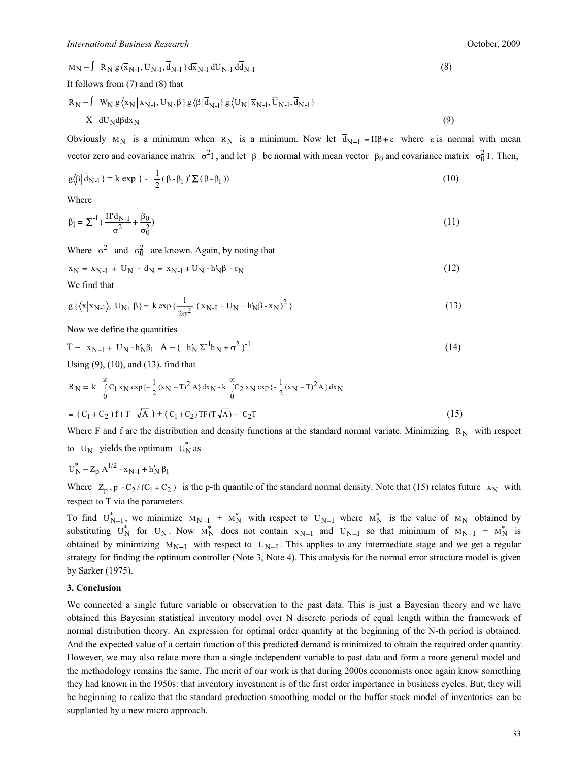$$M_N = \int \; R_N \, g\,(\bar{x}_{N\text{-}1}, \bar{U}_{N\text{-}1}, \bar{d}_{N\text{-}1}\,)\, d\bar{x}_{N\text{-}1}\, d\bar{U}_{N\text{-}1}\, d\bar{d}_{N\text{-}1} \tag{8}$$

It follows from (7) and (8) that

$$R_N = \int \; W_N \, g\,\langle x_N \,|\, x_{N\text{-}1}, U_N, \beta\,\}\, g\,\langle \beta \,|\, \bar{d}_{N\text{-}1}\}\, g\,\langle U_N \,|\, \bar{x}_{N\text{-}1}, \bar{U}_{N\text{-}1}, \bar{d}_{N\text{-}1}\,\}$$

$$X \;\; dU_N d\beta dx_N \tag{9}$$

Obviously $M_N$ is a minimum when $R_N$ is a minimum. Now let $\bar{d}_{N-1} = H\beta + \varepsilon$ where $\varepsilon$ is normal with mean vector zero and covariance matrix $\sigma^2 I$, and let $\beta$ be normal with mean vector $\beta_0$ and covariance matrix $\sigma_0^2\, I$. Then,

$$g\langle \beta \,|\, \bar{d}_{N\text{-}1}\,\} = k \exp\,\{\, -\;\frac{1}{2}\,(\,\beta - \beta_1\,)' \,\Sigma\,(\,\beta - \beta_1\,)) \tag{10}$$

Where

$$\beta_1 = \Sigma^{-1}\,(\frac{H'\bar{d}_{N\text{-}I}}{\sigma^2} + \frac{\beta_0}{\sigma_0^2}) \tag{11}$$

Where $\sigma^2$ and $\sigma_0^2$ are known. Again, by noting that

$$x_N = x_{N\text{-}I} + U_N - d_N = x_{N\text{-}I} + U_N - h'_N\beta - \varepsilon_N \tag{12}$$

We find that

$$g\,\{\langle x \,|\, x_{N\text{-}I}\rangle,\; U_N,\; \beta\,\} = k \exp\{\frac{1}{2\sigma^2}\;(\,x_{N\text{-}I} + U_N - h'_N\beta - x_N\,)^2\,\} \tag{13}$$

Now we define the quantities

$$T = \; x_{N-I} + \; U_N - h'_N\beta_1 \quad A = (\; h'_N\,\Sigma^{-1} h_N + \sigma^2\,)^{-1} \tag{14}$$

Using (9), (10), and (13). find that

$$R_N = k \int_0^{\infty} C_1\, x_N \exp\{-\frac{1}{2}(x_N - T)^2\, A\}\, dx_N - k \int_0^{\infty} C_2\, x_N \exp\{-\frac{1}{2}(x_N - T)^2 A\,\}\, dx_N$$

$$= (\,C_1 + C_2\,)\, f\,(\,T \;\sqrt{A}\;) + (\,C_1 + C_2)\, TF(T\sqrt{A}) - \; C_2 T \tag{15}$$

Where F and f are the distribution and density functions at the standard normal variate. Minimizing $R_N$ with respect to $U_N$ yields the optimum $U_N^*$ as

$$U_N^* = Z_p\, A^{1/2} - x_{N\text{-}I} + h'_N\, \beta_1$$

Where $Z_p$, $p\; - C_2 / (C_1 + C_2)$ is the p-th quantile of the standard normal density. Note that (15) relates future $x_N$ with respect to T via the parameters.

To find $U_{N-I}^*$, we minimize $M_{N-I} + M_N^*$ with respect to $U_{N-I}$ where $M_N^*$ is the value of $M_N$ obtained by substituting $U_N^*$ for $U_N$. Now $M_N^*$ does not contain $x_{N-I}$ and $U_{N-I}$ so that minimum of $M_{N-I} + M_N^*$ is obtained by minimizing $M_{N-I}$ with respect to $U_{N-I}$. This applies to any intermediate stage and we get a regular strategy for finding the optimum controller (Note 3, Note 4). This analysis for the normal error structure model is given by Sarker (1975).

## 3. Conclusion

We connected a single future variable or observation to the past data. This is just a Bayesian theory and we have obtained this Bayesian statistical inventory model over N discrete periods of equal length within the framework of normal distribution theory. An expression for optimal order quantity at the beginning of the N-th period is obtained. And the expected value of a certain function of this predicted demand is minimized to obtain the required order quantity. However, we may also relate more than a single independent variable to past data and form a more general model and the methodology remains the same. The merit of our work is that during 2000s economists once again know something they had known in the 1950s: that inventory investment is of the first order importance in business cycles. But, they will be beginning to realize that the standard production smoothing model or the buffer stock model of inventories can be supplanted by a new micro approach.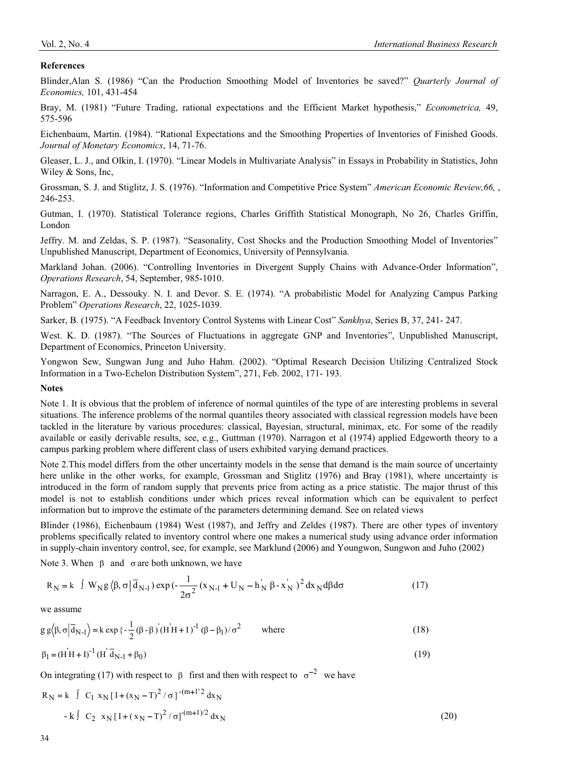**References**

Blinder,Alan S. (1986) "Can the Production Smoothing Model of Inventories be saved?" *Quarterly Journal of Economics,* 101, 431-454

Bray, M. (1981) "Future Trading, rational expectations and the Efficient Market hypothesis," *Econometrica,* 49, 575-596

Eichenbaum, Martin. (1984). "Rational Expectations and the Smoothing Properties of Inventories of Finished Goods. *Journal of Monetary Economics*, 14, 71-76.

Gleaser, L. J., and Olkin, I. (1970). "Linear Models in Multivariate Analysis" in Essays in Probability in Statistics, John Wiley & Sons, Inc,

Grossman, S. J. and Stiglitz, J. S. (1976). "Information and Competitive Price System" *American Economic Review,66,* , 246-253.

Gutman, I. (1970). Statistical Tolerance regions, Charles Griffith Statistical Monograph, No 26, Charles Griffin, London

Jeffry. M. and Zeldas, S. P. (1987). "Seasonality, Cost Shocks and the Production Smoothing Model of Inventories" Unpublished Manuscript, Department of Economics, University of Pennsylvania.

Markland Johan. (2006). "Controlling Inventories in Divergent Supply Chains with Advance-Order Information", *Operations Research*, 54, September, 985-1010.

Narragon, E. A., Dessouky. N. I. and Devor. S. E. (1974). "A probabilistic Model for Analyzing Campus Parking Problem" *Operations Research*, 22, 1025-1039.

Sarker, B. (1975). "A Feedback Inventory Control Systems with Linear Cost" *Sankhya*, Series B, 37, 241- 247.

West. K. D. (1987). "The Sources of Fluctuations in aggregate GNP and Inventories", Unpublished Manuscript, Department of Economics, Princeton University.

Yongwon Sew, Sungwan Jung and Juho Hahm. (2002). "Optimal Research Decision Utilizing Centralized Stock Information in a Two-Echelon Distribution System", 271, Feb. 2002, 171- 193.

**Notes**

Note 1. It is obvious that the problem of inference of normal quintiles of the type of are interesting problems in several situations. The inference problems of the normal quantiles theory associated with classical regression models have been tackled in the literature by various procedures: classical, Bayesian, structural, minimax, etc. For some of the readily available or easily derivable results, see, e.g., Guttman (1970). Narragon et al (1974) applied Edgeworth theory to a campus parking problem where different class of users exhibited varying demand practices.

Note 2.This model differs from the other uncertainty models in the sense that demand is the main source of uncertainty here unlike in the other works, for example, Grossman and Stiglitz (1976) and Bray (1981), where uncertainty is introduced in the form of random supply that prevents price from acting as a price statistic. The major thrust of this model is not to establish conditions under which prices reveal information which can be equivalent to perfect information but to improve the estimate of the parameters determining demand. See on related views

Blinder (1986), Eichenbaum (1984) West (1987), and Jeffry and Zeldes (1987). There are other types of inventory problems specifically related to inventory control where one makes a numerical study using advance order information in supply-chain inventory control, see, for example, see Marklund (2006) and Youngwon, Sungwon and Juho (2002)

Note 3. When $\beta$ and $\sigma$ are both unknown, we have

$$R_N = k \int W_N g\langle\beta, \sigma \left| \bar{d}_{N-1}\right.) \exp\left(-\frac{1}{2\sigma^2}(x_{N-1} + U_N - h_N^{'}\beta - x_N^{'})^2 dx_N d\beta d\sigma \right. \tag{17}$$

we assume

$$g\, g\left\langle\beta, \sigma \left| \bar{d}_{N-1}\right.\right\rangle = k \exp\{-\frac{1}{2}(\beta - \beta)^{'}(H^{'}H + I)^{-1}(\beta - \beta_1)/\sigma^2 \qquad \text{where} \tag{18}$$

$$\beta_1 = (H^{'}H + I)^{-1}(H^{'}\bar{d}_{N-1} + \beta_0) \tag{19}$$

On integrating (17) with respect to $\beta$ first and then with respect to $\sigma^{-2}$ we have

$$R_N = k \int C_1\, x_N [I + (x_N - T)^2/\sigma]^{-(m+1'2}\, dx_N$$

$$- k \int C_2\, x_N [I + (x_N - T)^2/\sigma]^{-(m+1)/2}\, dx_N \tag{20}$$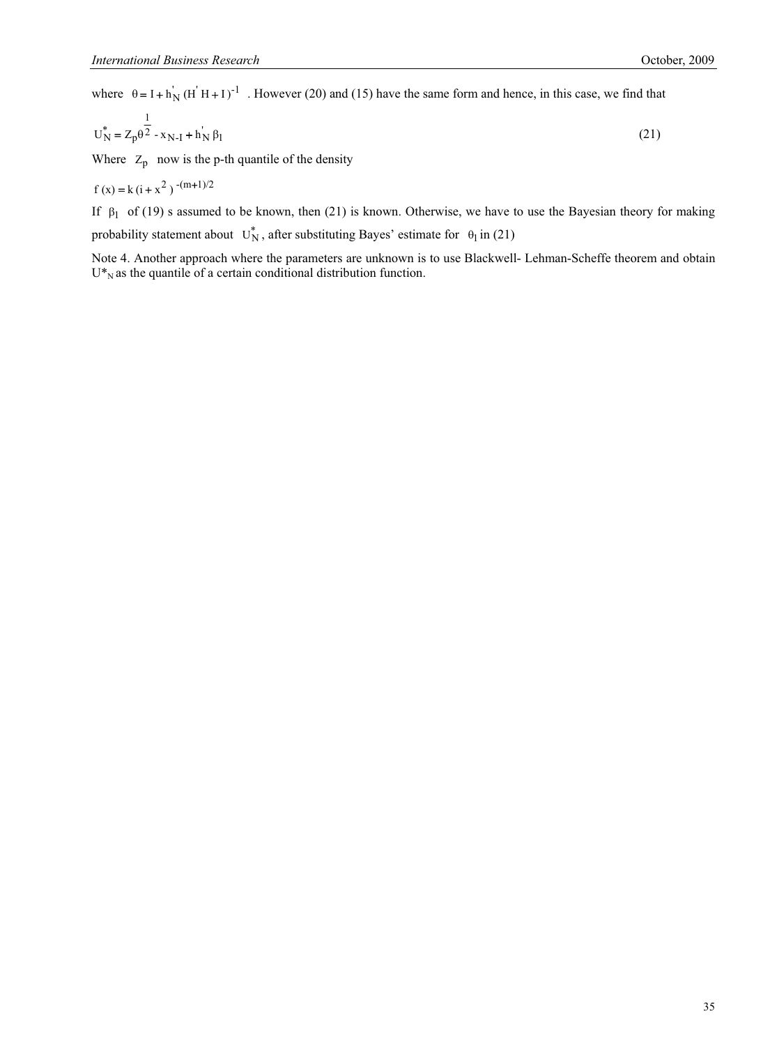where $\theta = I + h_N^{'} (H^{'} H + I)^{-1}$ . However (20) and (15) have the same form and hence, in this case, we find that

$$U_N^* = Z_p \theta^{\frac{1}{2}} - x_{N-I} + h_N^{'} \beta_1 \tag{21}$$

Where $Z_p$ now is the p-th quantile of the density

$$f(x) = k(i + x^2)^{-(m+1)/2}$$

If $\beta_1$ of (19) s assumed to be known, then (21) is known. Otherwise, we have to use the Bayesian theory for making probability statement about $U_N^*$, after substituting Bayes' estimate for $\theta_1$ in (21)

Note 4. Another approach where the parameters are unknown is to use Blackwell- Lehman-Scheffe theorem and obtain $U^*_N$ as the quantile of a certain conditional distribution function.